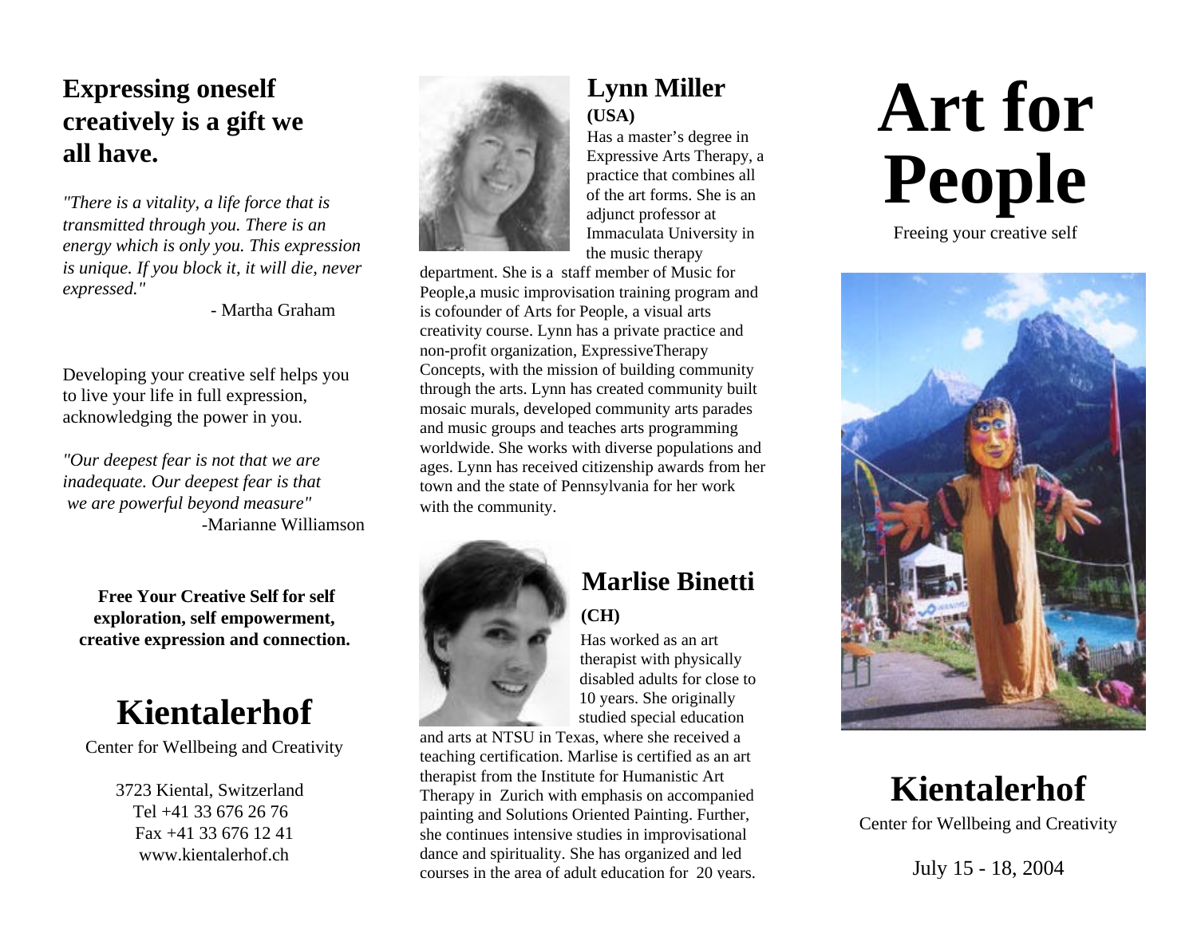**Expressing oneself creatively is a gift we all have.**

*"There is a vitality, a life force that is transmitted through you. There is an energy which is only you. This expression is unique. If you block it, it will die, never expressed."*

- Martha Graham

Developing your creative self helps you to live your life in full expression, acknowledging the power in you.

*"Our deepest fear is not that we are inadequate. Our deepest fear is that we are powerful beyond measure"*

-Marianne Williamson

**Free Your Creative Self for self exploration, self empowerment, creative expression and connection.**

## Kientalerhof

Center for Wellbeing and Creativity

3723 Kiental, Switzerland
Tel +41 33 676 26 76
Fax +41 33 676 12 41
www.kientalerhof.ch

### Lynn Miller

**(USA)**

Has a master's degree in Expressive Arts Therapy, a practice that combines all of the art forms. She is an adjunct professor at Immaculata University in the music therapy department. She is a staff member of Music for People,a music improvisation training program and is cofounder of Arts for People, a visual arts creativity course. Lynn has a private practice and non-profit organization, ExpressiveTherapy Concepts, with the mission of building community through the arts. Lynn has created community built mosaic murals, developed community arts parades and music groups and teaches arts programming worldwide. She works with diverse populations and ages. Lynn has received citizenship awards from her town and the state of Pennsylvania for her work with the community.

### Marlise Binetti

**(CH)**

Has worked as an art therapist with physically disabled adults for close to 10 years. She originally studied special education and arts at NTSU in Texas, where she received a teaching certification. Marlise is certified as an art therapist from the Institute for Humanistic Art Therapy in Zurich with emphasis on accompanied painting and Solutions Oriented Painting. Further, she continues intensive studies in improvisational dance and spirituality. She has organized and led courses in the area of adult education for 20 years.

# Art for People

Freeing your creative self

## Kientalerhof

Center for Wellbeing and Creativity

July 15 - 18, 2004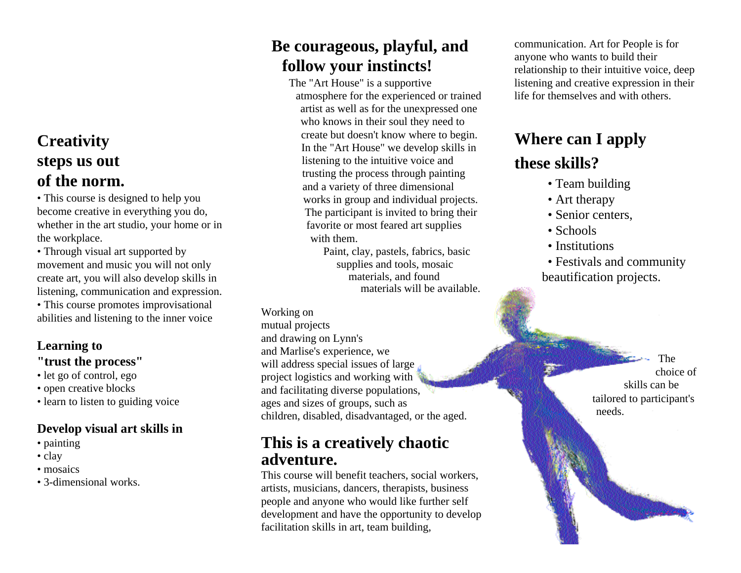## Creativity steps us out of the norm.

• This course is designed to help you become creative in everything you do, whether in the art studio, your home or in the workplace.
• Through visual art supported by movement and music you will not only create art, you will also develop skills in listening, communication and expression.
• This course promotes improvisational abilities and listening to the inner voice

### Learning to "trust the process"

• let go of control, ego
• open creative blocks
• learn to listen to guiding voice

### Develop visual art skills in

• painting
• clay
• mosaics
• 3-dimensional works.

## Be courageous, playful, and follow your instincts!

The "Art House" is a supportive atmosphere for the experienced or trained artist as well as for the unexpressed one who knows in their soul they need to create but doesn't know where to begin. In the "Art House" we develop skills in listening to the intuitive voice and trusting the process through painting and a variety of three dimensional works in group and individual projects. The participant is invited to bring their favorite or most feared art supplies with them.

Paint, clay, pastels, fabrics, basic supplies and tools, mosaic materials, and found materials will be available.

Working on mutual projects and drawing on Lynn's and Marlise's experience, we will address special issues of large project logistics and working with and facilitating diverse populations, ages and sizes of groups, such as children, disabled, disadvantaged, or the aged.

## This is a creatively chaotic adventure.

This course will benefit teachers, social workers, artists, musicians, dancers, therapists, business people and anyone who would like further self development and have the opportunity to develop facilitation skills in art, team building, communication. Art for People is for anyone who wants to build their relationship to their intuitive voice, deep listening and creative expression in their life for themselves and with others.

## Where can I apply these skills?

• Team building
• Art therapy
• Senior centers,
• Schools
• Institutions
• Festivals and community beautification projects.

The choice of skills can be tailored to participant's needs.